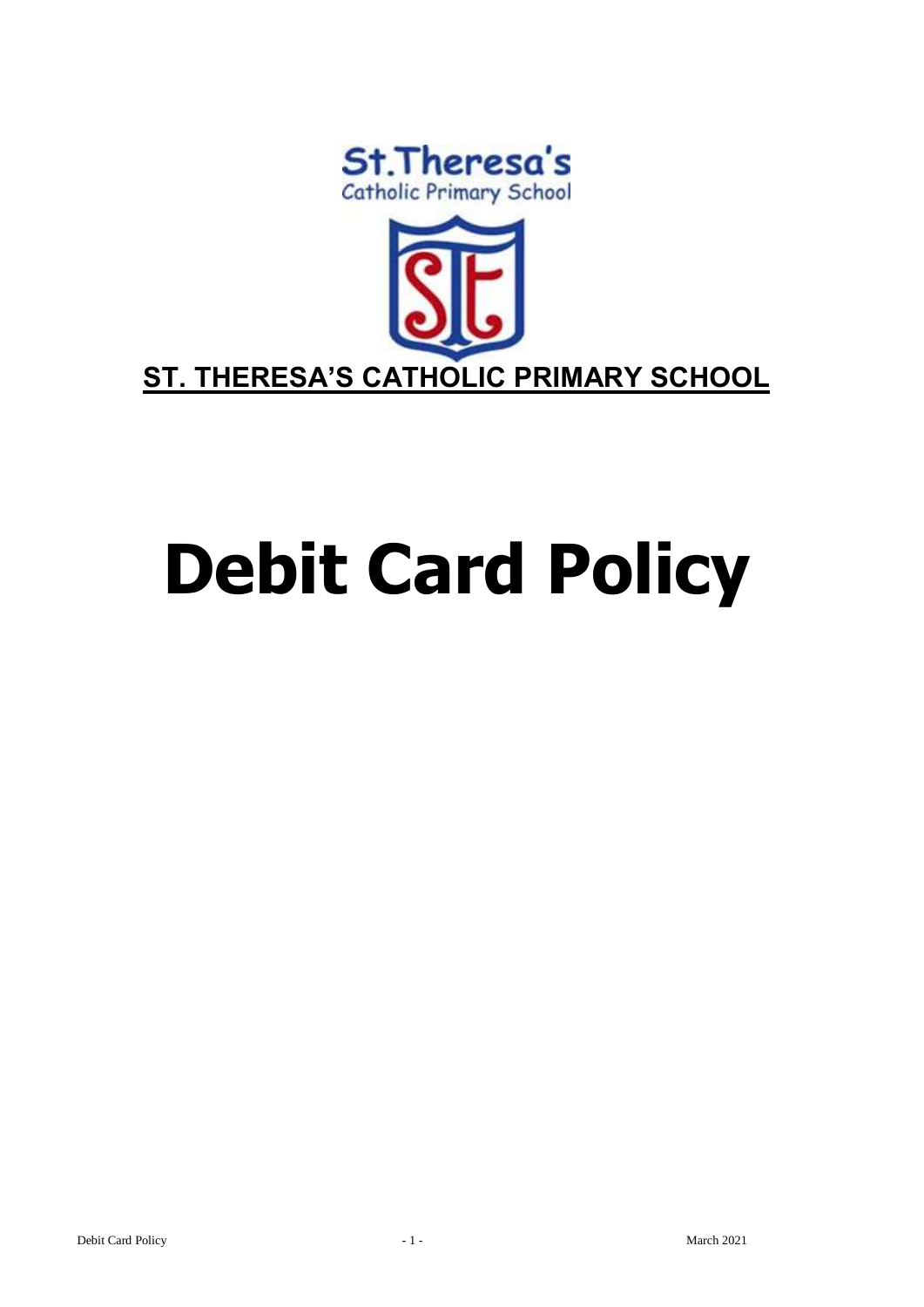St.Theresa's
Catholic Primary School

**ST. THERESA'S CATHOLIC PRIMARY SCHOOL**

# Debit Card Policy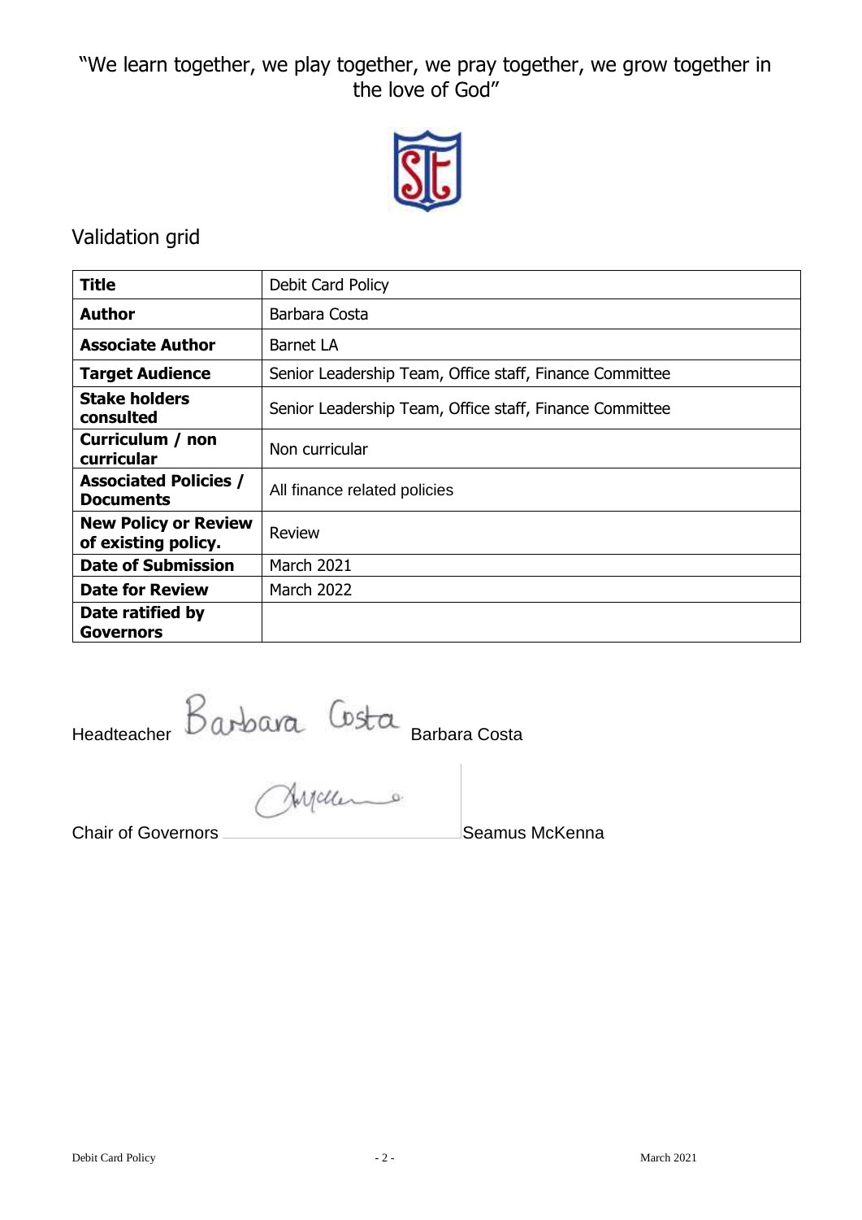"We learn together, we play together, we pray together, we grow together in the love of God"

## Validation grid

| | |
|---|---|
| **Title** | Debit Card Policy |
| **Author** | Barbara Costa |
| **Associate Author** | Barnet LA |
| **Target Audience** | Senior Leadership Team, Office staff, Finance Committee |
| **Stake holders consulted** | Senior Leadership Team, Office staff, Finance Committee |
| **Curriculum / non curricular** | Non curricular |
| **Associated Policies / Documents** | All finance related policies |
| **New Policy or Review of existing policy.** | Review |
| **Date of Submission** | March 2021 |
| **Date for Review** | March 2022 |
| **Date ratified by Governors** | |

Headteacher Barbara Costa Barbara Costa

Chair of Governors _______________ Seamus McKenna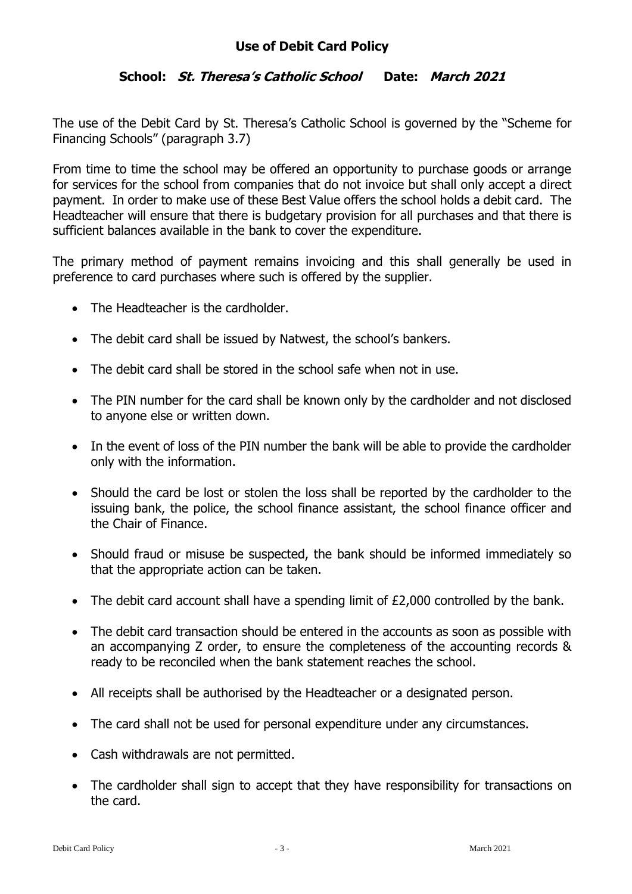## Use of Debit Card Policy

**School:** ***St. Theresa's Catholic School*** **Date:** ***March 2021***

The use of the Debit Card by St. Theresa's Catholic School is governed by the "Scheme for Financing Schools" (paragraph 3.7)

From time to time the school may be offered an opportunity to purchase goods or arrange for services for the school from companies that do not invoice but shall only accept a direct payment. In order to make use of these Best Value offers the school holds a debit card. The Headteacher will ensure that there is budgetary provision for all purchases and that there is sufficient balances available in the bank to cover the expenditure.

The primary method of payment remains invoicing and this shall generally be used in preference to card purchases where such is offered by the supplier.

- The Headteacher is the cardholder.
- The debit card shall be issued by Natwest, the school's bankers.
- The debit card shall be stored in the school safe when not in use.
- The PIN number for the card shall be known only by the cardholder and not disclosed to anyone else or written down.
- In the event of loss of the PIN number the bank will be able to provide the cardholder only with the information.
- Should the card be lost or stolen the loss shall be reported by the cardholder to the issuing bank, the police, the school finance assistant, the school finance officer and the Chair of Finance.
- Should fraud or misuse be suspected, the bank should be informed immediately so that the appropriate action can be taken.
- The debit card account shall have a spending limit of £2,000 controlled by the bank.
- The debit card transaction should be entered in the accounts as soon as possible with an accompanying Z order, to ensure the completeness of the accounting records & ready to be reconciled when the bank statement reaches the school.
- All receipts shall be authorised by the Headteacher or a designated person.
- The card shall not be used for personal expenditure under any circumstances.
- Cash withdrawals are not permitted.
- The cardholder shall sign to accept that they have responsibility for transactions on the card.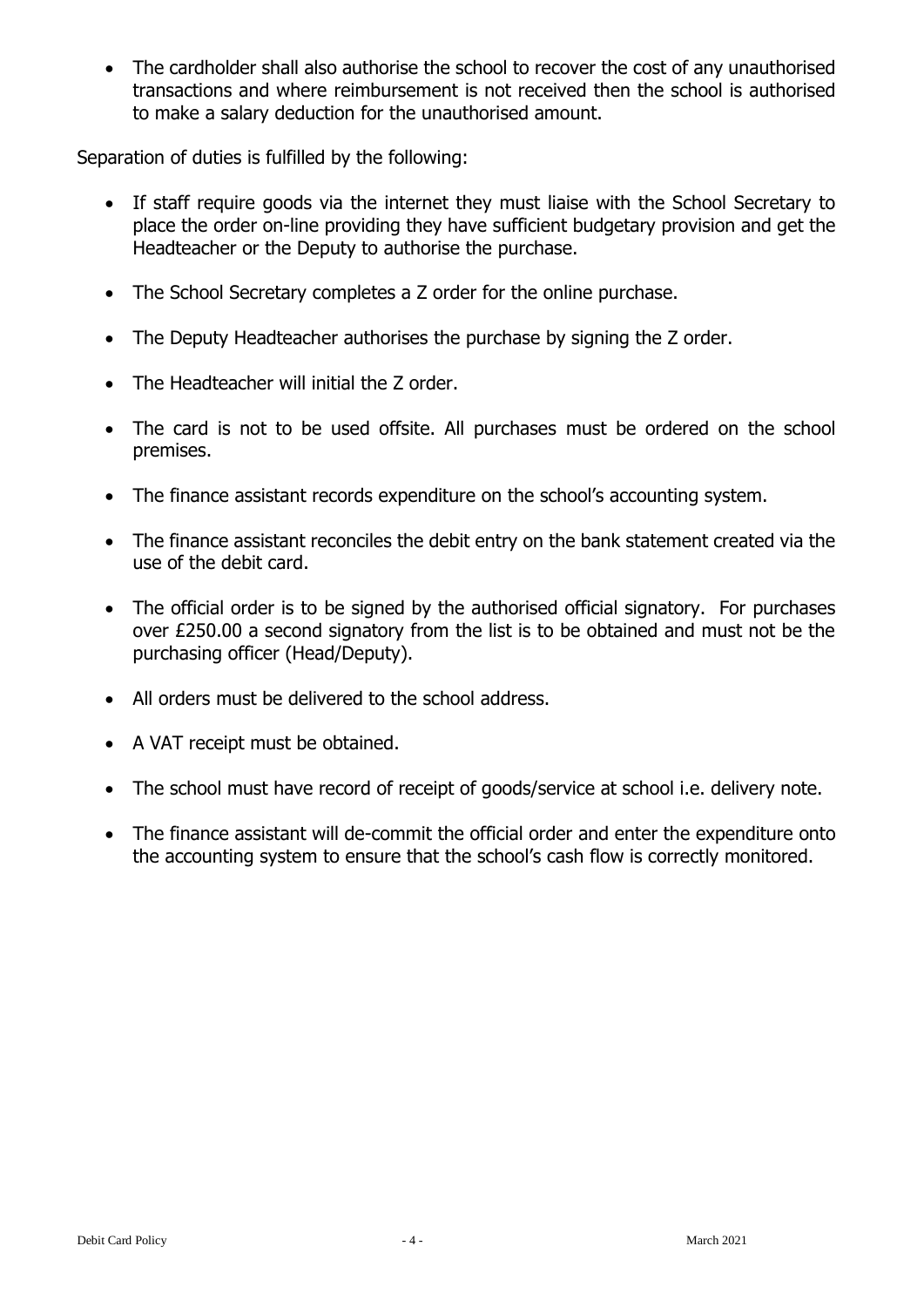- The cardholder shall also authorise the school to recover the cost of any unauthorised transactions and where reimbursement is not received then the school is authorised to make a salary deduction for the unauthorised amount.

Separation of duties is fulfilled by the following:

- If staff require goods via the internet they must liaise with the School Secretary to place the order on-line providing they have sufficient budgetary provision and get the Headteacher or the Deputy to authorise the purchase.
- The School Secretary completes a Z order for the online purchase.
- The Deputy Headteacher authorises the purchase by signing the Z order.
- The Headteacher will initial the Z order.
- The card is not to be used offsite. All purchases must be ordered on the school premises.
- The finance assistant records expenditure on the school's accounting system.
- The finance assistant reconciles the debit entry on the bank statement created via the use of the debit card.
- The official order is to be signed by the authorised official signatory. For purchases over £250.00 a second signatory from the list is to be obtained and must not be the purchasing officer (Head/Deputy).
- All orders must be delivered to the school address.
- A VAT receipt must be obtained.
- The school must have record of receipt of goods/service at school i.e. delivery note.
- The finance assistant will de-commit the official order and enter the expenditure onto the accounting system to ensure that the school's cash flow is correctly monitored.